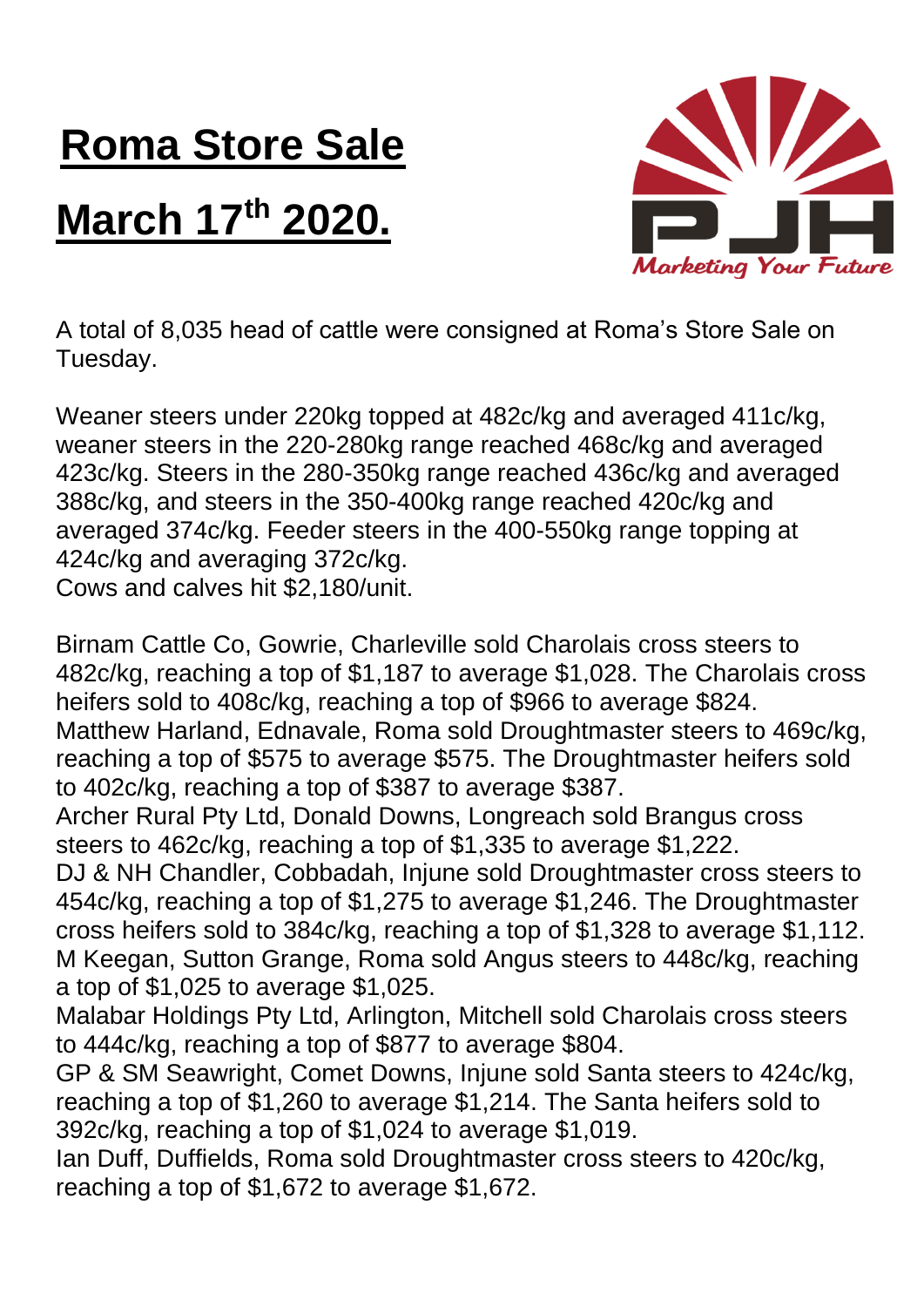# Roma Store Sale

# March 17th 2020.

A total of 8,035 head of cattle were consigned at Roma's Store Sale on Tuesday.

Weaner steers under 220kg topped at 482c/kg and averaged 411c/kg, weaner steers in the 220-280kg range reached 468c/kg and averaged 423c/kg. Steers in the 280-350kg range reached 436c/kg and averaged 388c/kg, and steers in the 350-400kg range reached 420c/kg and averaged 374c/kg. Feeder steers in the 400-550kg range topping at 424c/kg and averaging 372c/kg.
Cows and calves hit $2,180/unit.

Birnam Cattle Co, Gowrie, Charleville sold Charolais cross steers to 482c/kg, reaching a top of $1,187 to average $1,028. The Charolais cross heifers sold to 408c/kg, reaching a top of $966 to average $824.
Matthew Harland, Ednavale, Roma sold Droughtmaster steers to 469c/kg, reaching a top of $575 to average $575. The Droughtmaster heifers sold to 402c/kg, reaching a top of $387 to average $387.
Archer Rural Pty Ltd, Donald Downs, Longreach sold Brangus cross steers to 462c/kg, reaching a top of $1,335 to average $1,222.
DJ & NH Chandler, Cobbadah, Injune sold Droughtmaster cross steers to 454c/kg, reaching a top of $1,275 to average $1,246. The Droughtmaster cross heifers sold to 384c/kg, reaching a top of $1,328 to average $1,112.
M Keegan, Sutton Grange, Roma sold Angus steers to 448c/kg, reaching a top of $1,025 to average $1,025.
Malabar Holdings Pty Ltd, Arlington, Mitchell sold Charolais cross steers to 444c/kg, reaching a top of $877 to average $804.
GP & SM Seawright, Comet Downs, Injune sold Santa steers to 424c/kg, reaching a top of $1,260 to average $1,214. The Santa heifers sold to 392c/kg, reaching a top of $1,024 to average $1,019.
Ian Duff, Duffields, Roma sold Droughtmaster cross steers to 420c/kg, reaching a top of $1,672 to average $1,672.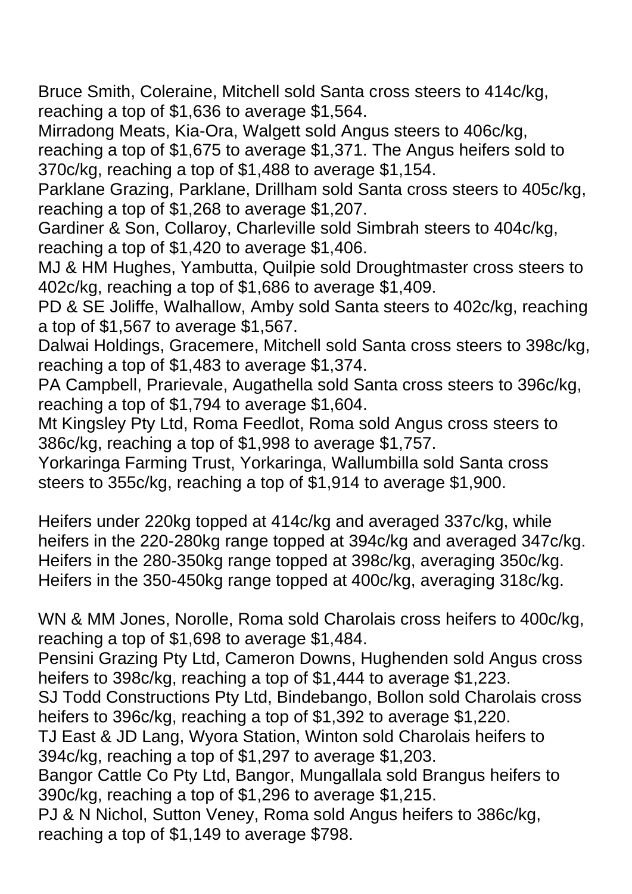Bruce Smith, Coleraine, Mitchell sold Santa cross steers to 414c/kg, reaching a top of $1,636 to average $1,564.
Mirradong Meats, Kia-Ora, Walgett sold Angus steers to 406c/kg, reaching a top of $1,675 to average $1,371. The Angus heifers sold to 370c/kg, reaching a top of $1,488 to average $1,154.
Parklane Grazing, Parklane, Drillham sold Santa cross steers to 405c/kg, reaching a top of $1,268 to average $1,207.
Gardiner & Son, Collaroy, Charleville sold Simbrah steers to 404c/kg, reaching a top of $1,420 to average $1,406.
MJ & HM Hughes, Yambutta, Quilpie sold Droughtmaster cross steers to 402c/kg, reaching a top of $1,686 to average $1,409.
PD & SE Joliffe, Walhallow, Amby sold Santa steers to 402c/kg, reaching a top of $1,567 to average $1,567.
Dalwai Holdings, Gracemere, Mitchell sold Santa cross steers to 398c/kg, reaching a top of $1,483 to average $1,374.
PA Campbell, Prarievale, Augathella sold Santa cross steers to 396c/kg, reaching a top of $1,794 to average $1,604.
Mt Kingsley Pty Ltd, Roma Feedlot, Roma sold Angus cross steers to 386c/kg, reaching a top of $1,998 to average $1,757.
Yorkaringa Farming Trust, Yorkaringa, Wallumbilla sold Santa cross steers to 355c/kg, reaching a top of $1,914 to average $1,900.

Heifers under 220kg topped at 414c/kg and averaged 337c/kg, while heifers in the 220-280kg range topped at 394c/kg and averaged 347c/kg. Heifers in the 280-350kg range topped at 398c/kg, averaging 350c/kg. Heifers in the 350-450kg range topped at 400c/kg, averaging 318c/kg.

WN & MM Jones, Norolle, Roma sold Charolais cross heifers to 400c/kg, reaching a top of $1,698 to average $1,484.
Pensini Grazing Pty Ltd, Cameron Downs, Hughenden sold Angus cross heifers to 398c/kg, reaching a top of $1,444 to average $1,223.
SJ Todd Constructions Pty Ltd, Bindebango, Bollon sold Charolais cross heifers to 396c/kg, reaching a top of $1,392 to average $1,220.
TJ East & JD Lang, Wyora Station, Winton sold Charolais heifers to 394c/kg, reaching a top of $1,297 to average $1,203.
Bangor Cattle Co Pty Ltd, Bangor, Mungallala sold Brangus heifers to 390c/kg, reaching a top of $1,296 to average $1,215.
PJ & N Nichol, Sutton Veney, Roma sold Angus heifers to 386c/kg, reaching a top of $1,149 to average $798.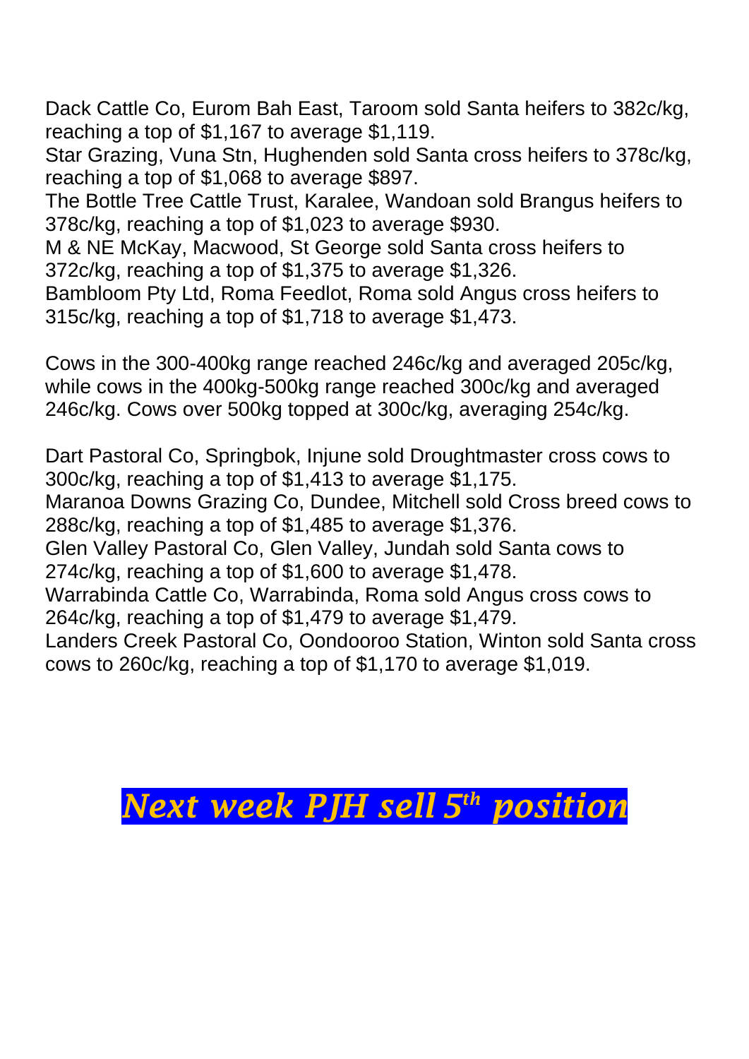Dack Cattle Co, Eurom Bah East, Taroom sold Santa heifers to 382c/kg, reaching a top of $1,167 to average $1,119.
Star Grazing, Vuna Stn, Hughenden sold Santa cross heifers to 378c/kg, reaching a top of $1,068 to average $897.
The Bottle Tree Cattle Trust, Karalee, Wandoan sold Brangus heifers to 378c/kg, reaching a top of $1,023 to average $930.
M & NE McKay, Macwood, St George sold Santa cross heifers to 372c/kg, reaching a top of $1,375 to average $1,326.
Bambloom Pty Ltd, Roma Feedlot, Roma sold Angus cross heifers to 315c/kg, reaching a top of $1,718 to average $1,473.

Cows in the 300-400kg range reached 246c/kg and averaged 205c/kg, while cows in the 400kg-500kg range reached 300c/kg and averaged 246c/kg. Cows over 500kg topped at 300c/kg, averaging 254c/kg.

Dart Pastoral Co, Springbok, Injune sold Droughtmaster cross cows to 300c/kg, reaching a top of $1,413 to average $1,175.
Maranoa Downs Grazing Co, Dundee, Mitchell sold Cross breed cows to 288c/kg, reaching a top of $1,485 to average $1,376.
Glen Valley Pastoral Co, Glen Valley, Jundah sold Santa cows to 274c/kg, reaching a top of $1,600 to average $1,478.
Warrabinda Cattle Co, Warrabinda, Roma sold Angus cross cows to 264c/kg, reaching a top of $1,479 to average $1,479.
Landers Creek Pastoral Co, Oondooroo Station, Winton sold Santa cross cows to 260c/kg, reaching a top of $1,170 to average $1,019.

***Next week PJH sell 5th position***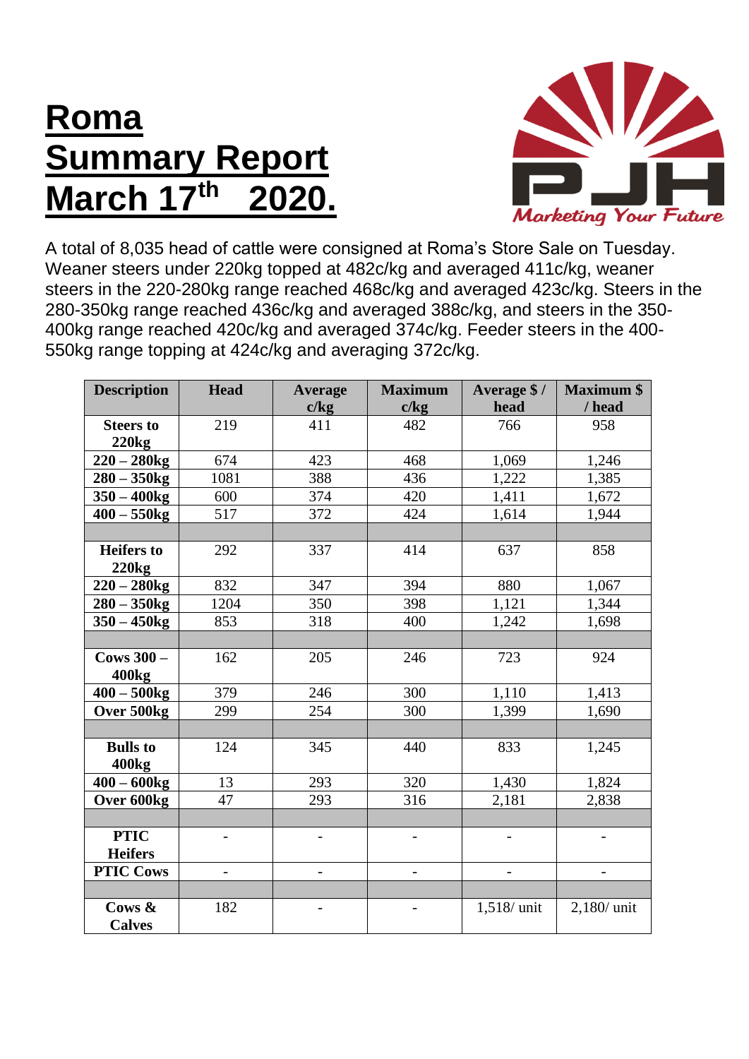# Roma Summary Report March 17th 2020.

PJH Marketing Your Future

A total of 8,035 head of cattle were consigned at Roma's Store Sale on Tuesday. Weaner steers under 220kg topped at 482c/kg and averaged 411c/kg, weaner steers in the 220-280kg range reached 468c/kg and averaged 423c/kg. Steers in the 280-350kg range reached 436c/kg and averaged 388c/kg, and steers in the 350-400kg range reached 420c/kg and averaged 374c/kg. Feeder steers in the 400-550kg range topping at 424c/kg and averaging 372c/kg.

| Description | Head | Average c/kg | Maximum c/kg | Average $ / head | Maximum $ / head |
|---|---|---|---|---|---|
| **Steers to 220kg** | 219 | 411 | 482 | 766 | 958 |
| **220 – 280kg** | 674 | 423 | 468 | 1,069 | 1,246 |
| **280 – 350kg** | 1081 | 388 | 436 | 1,222 | 1,385 |
| **350 – 400kg** | 600 | 374 | 420 | 1,411 | 1,672 |
| **400 – 550kg** | 517 | 372 | 424 | 1,614 | 1,944 |
| | | | | | |
| **Heifers to 220kg** | 292 | 337 | 414 | 637 | 858 |
| **220 – 280kg** | 832 | 347 | 394 | 880 | 1,067 |
| **280 – 350kg** | 1204 | 350 | 398 | 1,121 | 1,344 |
| **350 – 450kg** | 853 | 318 | 400 | 1,242 | 1,698 |
| | | | | | |
| **Cows 300 – 400kg** | 162 | 205 | 246 | 723 | 924 |
| **400 – 500kg** | 379 | 246 | 300 | 1,110 | 1,413 |
| **Over 500kg** | 299 | 254 | 300 | 1,399 | 1,690 |
| | | | | | |
| **Bulls to 400kg** | 124 | 345 | 440 | 833 | 1,245 |
| **400 – 600kg** | 13 | 293 | 320 | 1,430 | 1,824 |
| **Over 600kg** | 47 | 293 | 316 | 2,181 | 2,838 |
| | | | | | |
| **PTIC Heifers** | - | - | - | - | - |
| **PTIC Cows** | - | - | - | - | - |
| | | | | | |
| **Cows & Calves** | 182 | - | - | 1,518/ unit | 2,180/ unit |